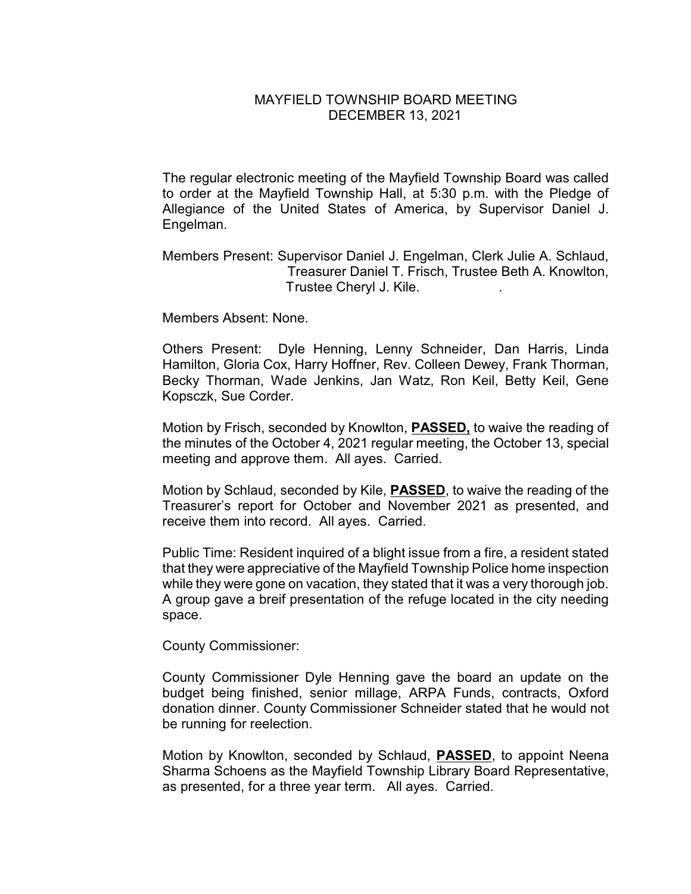# MAYFIELD TOWNSHIP BOARD MEETING
## DECEMBER 13, 2021

The regular electronic meeting of the Mayfield Township Board was called to order at the Mayfield Township Hall, at 5:30 p.m. with the Pledge of Allegiance of the United States of America, by Supervisor Daniel J. Engelman.

Members Present: Supervisor Daniel J. Engelman, Clerk Julie A. Schlaud, Treasurer Daniel T. Frisch, Trustee Beth A. Knowlton, Trustee Cheryl J. Kile.

Members Absent: None.

Others Present: Dyle Henning, Lenny Schneider, Dan Harris, Linda Hamilton, Gloria Cox, Harry Hoffner, Rev. Colleen Dewey, Frank Thorman, Becky Thorman, Wade Jenkins, Jan Watz, Ron Keil, Betty Keil, Gene Kopsczk, Sue Corder.

Motion by Frisch, seconded by Knowlton, **PASSED,** to waive the reading of the minutes of the October 4, 2021 regular meeting, the October 13, special meeting and approve them. All ayes. Carried.

Motion by Schlaud, seconded by Kile, **PASSED**, to waive the reading of the Treasurer's report for October and November 2021 as presented, and receive them into record. All ayes. Carried.

Public Time: Resident inquired of a blight issue from a fire, a resident stated that they were appreciative of the Mayfield Township Police home inspection while they were gone on vacation, they stated that it was a very thorough job. A group gave a breif presentation of the refuge located in the city needing space.

County Commissioner:

County Commissioner Dyle Henning gave the board an update on the budget being finished, senior millage, ARPA Funds, contracts, Oxford donation dinner. County Commissioner Schneider stated that he would not be running for reelection.

Motion by Knowlton, seconded by Schlaud, **PASSED**, to appoint Neena Sharma Schoens as the Mayfield Township Library Board Representative, as presented, for a three year term. All ayes. Carried.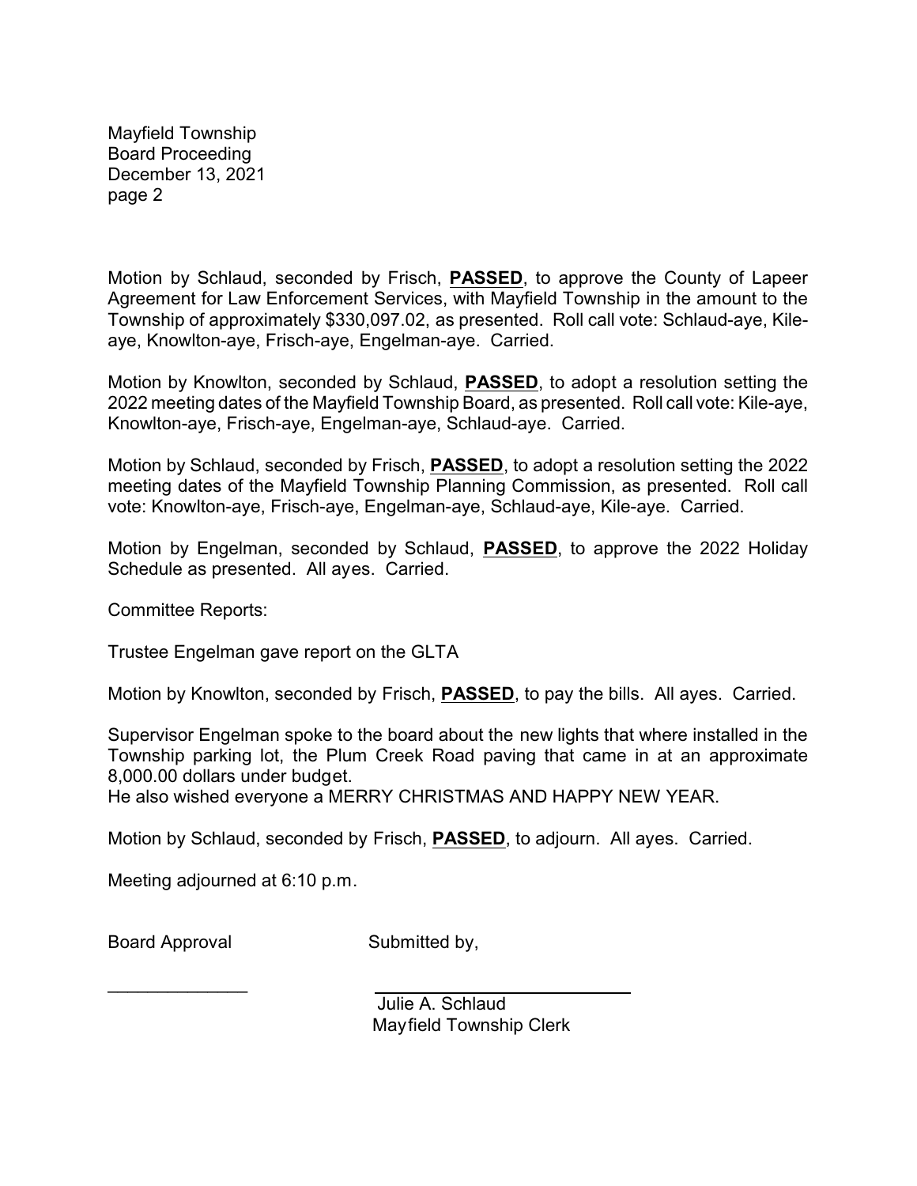Motion by Schlaud, seconded by Frisch, **PASSED**, to approve the County of Lapeer Agreement for Law Enforcement Services, with Mayfield Township in the amount to the Township of approximately $330,097.02, as presented. Roll call vote: Schlaud-aye, Kile-aye, Knowlton-aye, Frisch-aye, Engelman-aye. Carried.

Motion by Knowlton, seconded by Schlaud, **PASSED**, to adopt a resolution setting the 2022 meeting dates of the Mayfield Township Board, as presented. Roll call vote: Kile-aye, Knowlton-aye, Frisch-aye, Engelman-aye, Schlaud-aye. Carried.

Motion by Schlaud, seconded by Frisch, **PASSED**, to adopt a resolution setting the 2022 meeting dates of the Mayfield Township Planning Commission, as presented. Roll call vote: Knowlton-aye, Frisch-aye, Engelman-aye, Schlaud-aye, Kile-aye. Carried.

Motion by Engelman, seconded by Schlaud, **PASSED**, to approve the 2022 Holiday Schedule as presented. All ayes. Carried.

Committee Reports:

Trustee Engelman gave report on the GLTA

Motion by Knowlton, seconded by Frisch, **PASSED**, to pay the bills. All ayes. Carried.

Supervisor Engelman spoke to the board about the new lights that where installed in the Township parking lot, the Plum Creek Road paving that came in at an approximate 8,000.00 dollars under budget.
He also wished everyone a MERRY CHRISTMAS AND HAPPY NEW YEAR.

Motion by Schlaud, seconded by Frisch, **PASSED**, to adjourn. All ayes. Carried.

Meeting adjourned at 6:10 p.m.

Board Approval

______________

Submitted by,

______________

Julie A. Schlaud
Mayfield Township Clerk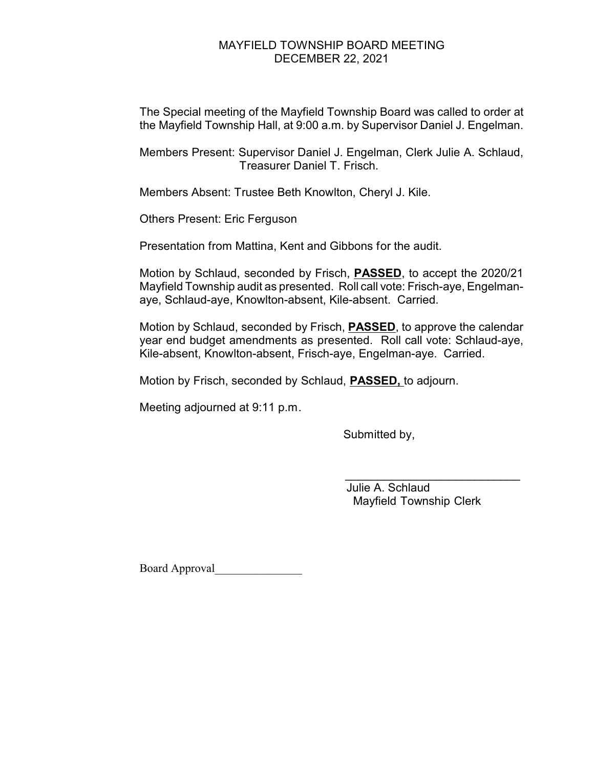# MAYFIELD TOWNSHIP BOARD MEETING
## DECEMBER 22, 2021

The Special meeting of the Mayfield Township Board was called to order at the Mayfield Township Hall, at 9:00 a.m. by Supervisor Daniel J. Engelman.

Members Present: Supervisor Daniel J. Engelman, Clerk Julie A. Schlaud, Treasurer Daniel T. Frisch.

Members Absent: Trustee Beth Knowlton, Cheryl J. Kile.

Others Present: Eric Ferguson

Presentation from Mattina, Kent and Gibbons for the audit.

Motion by Schlaud, seconded by Frisch, **PASSED**, to accept the 2020/21 Mayfield Township audit as presented. Roll call vote: Frisch-aye, Engelman-aye, Schlaud-aye, Knowlton-absent, Kile-absent. Carried.

Motion by Schlaud, seconded by Frisch, **PASSED**, to approve the calendar year end budget amendments as presented. Roll call vote: Schlaud-aye, Kile-absent, Knowlton-absent, Frisch-aye, Engelman-aye. Carried.

Motion by Frisch, seconded by Schlaud, **PASSED,** to adjourn.

Meeting adjourned at 9:11 p.m.

Submitted by,

\_\_\_\_\_\_\_\_\_\_\_\_\_\_\_\_\_\_\_\_\_\_\_\_\_\_\_\_

Julie A. Schlaud
Mayfield Township Clerk

Board Approval\_\_\_\_\_\_\_\_\_\_\_\_\_\_\_